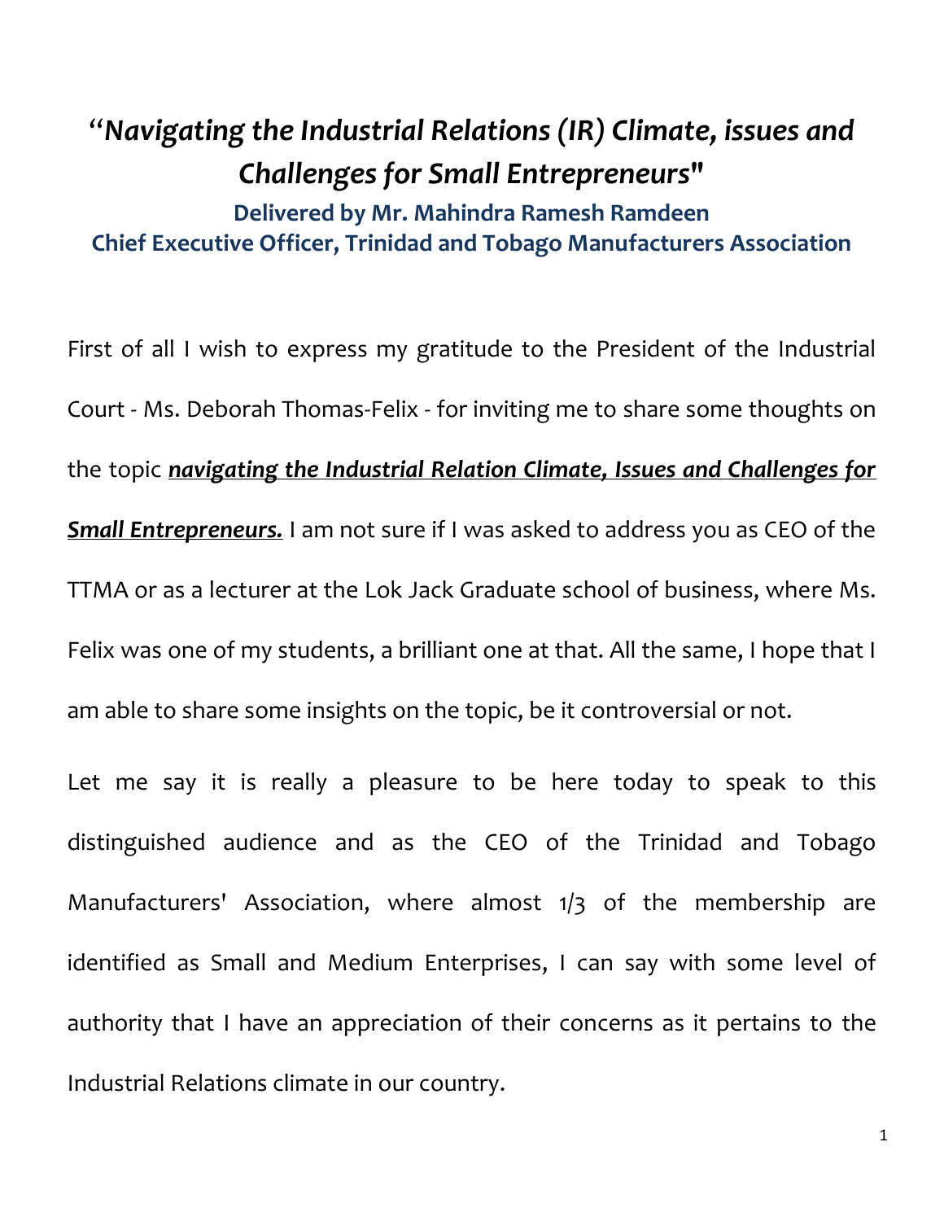# *"Navigating the Industrial Relations (IR) Climate, issues and Challenges for Small Entrepreneurs"*

**Delivered by Mr. Mahindra Ramesh Ramdeen**
**Chief Executive Officer, Trinidad and Tobago Manufacturers Association**

First of all I wish to express my gratitude to the President of the Industrial Court - Ms. Deborah Thomas-Felix - for inviting me to share some thoughts on the topic ***navigating the Industrial Relation Climate, Issues and Challenges for Small Entrepreneurs.*** I am not sure if I was asked to address you as CEO of the TTMA or as a lecturer at the Lok Jack Graduate school of business, where Ms. Felix was one of my students, a brilliant one at that. All the same, I hope that I am able to share some insights on the topic, be it controversial or not.

Let me say it is really a pleasure to be here today to speak to this distinguished audience and as the CEO of the Trinidad and Tobago Manufacturers' Association, where almost 1/3 of the membership are identified as Small and Medium Enterprises, I can say with some level of authority that I have an appreciation of their concerns as it pertains to the Industrial Relations climate in our country.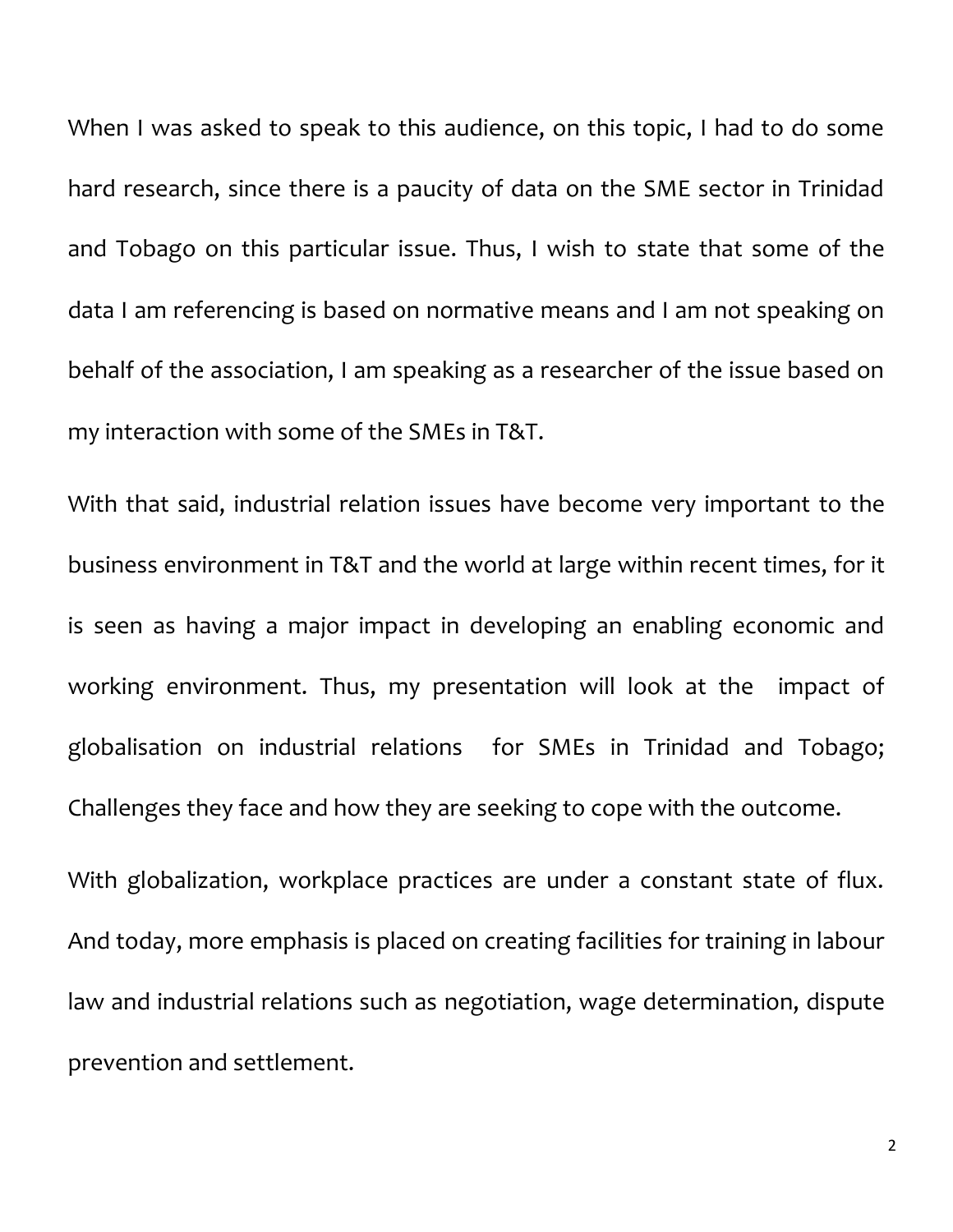When I was asked to speak to this audience, on this topic, I had to do some hard research, since there is a paucity of data on the SME sector in Trinidad and Tobago on this particular issue. Thus, I wish to state that some of the data I am referencing is based on normative means and I am not speaking on behalf of the association, I am speaking as a researcher of the issue based on my interaction with some of the SMEs in T&T.

With that said, industrial relation issues have become very important to the business environment in T&T and the world at large within recent times, for it is seen as having a major impact in developing an enabling economic and working environment. Thus, my presentation will look at the impact of globalisation on industrial relations for SMEs in Trinidad and Tobago; Challenges they face and how they are seeking to cope with the outcome.

With globalization, workplace practices are under a constant state of flux. And today, more emphasis is placed on creating facilities for training in labour law and industrial relations such as negotiation, wage determination, dispute prevention and settlement.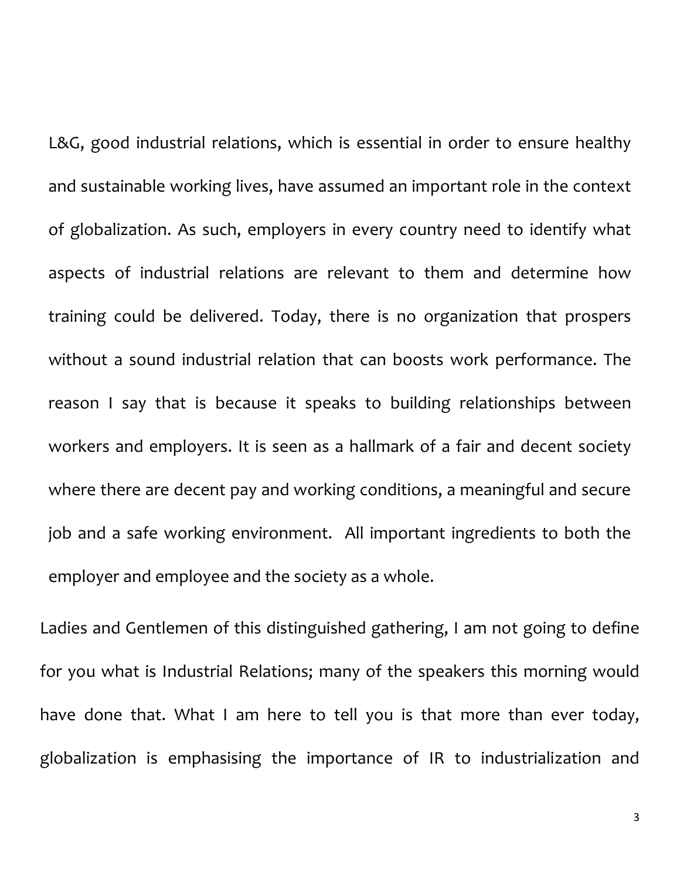L&G, good industrial relations, which is essential in order to ensure healthy and sustainable working lives, have assumed an important role in the context of globalization. As such, employers in every country need to identify what aspects of industrial relations are relevant to them and determine how training could be delivered. Today, there is no organization that prospers without a sound industrial relation that can boosts work performance. The reason I say that is because it speaks to building relationships between workers and employers. It is seen as a hallmark of a fair and decent society where there are decent pay and working conditions, a meaningful and secure job and a safe working environment.  All important ingredients to both the employer and employee and the society as a whole.

Ladies and Gentlemen of this distinguished gathering, I am not going to define for you what is Industrial Relations; many of the speakers this morning would have done that. What I am here to tell you is that more than ever today, globalization is emphasising the importance of IR to industrialization and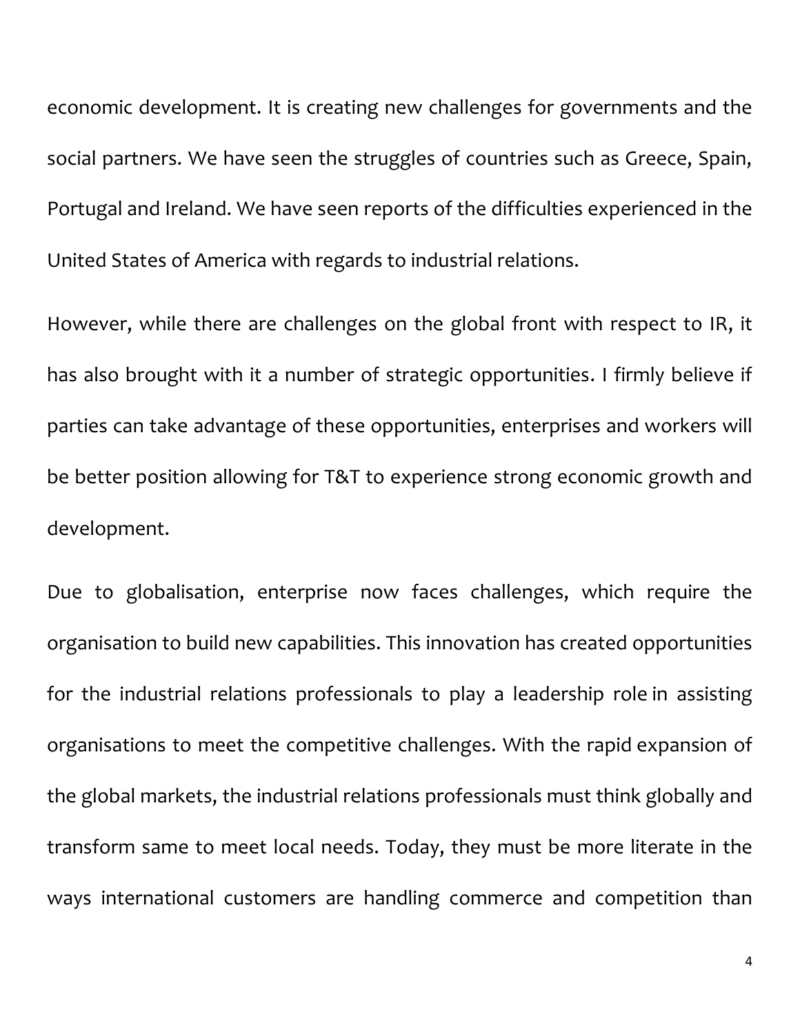economic development. It is creating new challenges for governments and the social partners. We have seen the struggles of countries such as Greece, Spain, Portugal and Ireland. We have seen reports of the difficulties experienced in the United States of America with regards to industrial relations.

However, while there are challenges on the global front with respect to IR, it has also brought with it a number of strategic opportunities. I firmly believe if parties can take advantage of these opportunities, enterprises and workers will be better position allowing for T&T to experience strong economic growth and development.

Due to globalisation, enterprise now faces challenges, which require the organisation to build new capabilities. This innovation has created opportunities for the industrial relations professionals to play a leadership role in assisting organisations to meet the competitive challenges. With the rapid expansion of the global markets, the industrial relations professionals must think globally and transform same to meet local needs. Today, they must be more literate in the ways international customers are handling commerce and competition than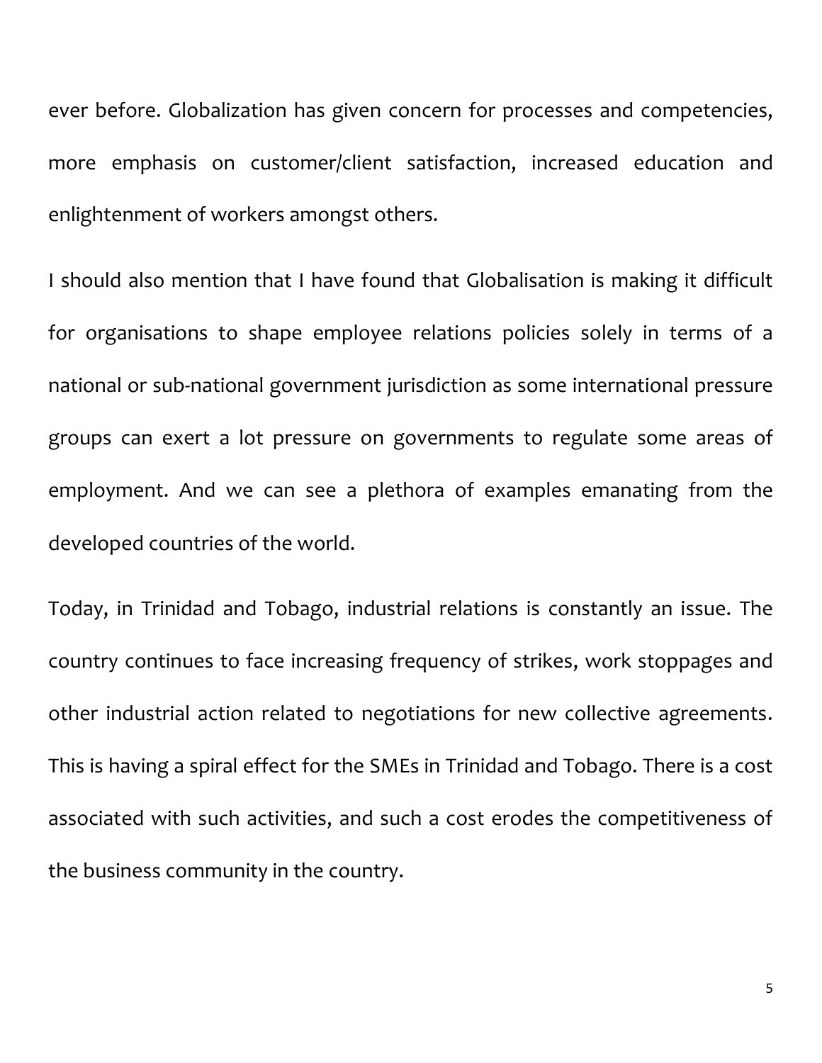ever before. Globalization has given concern for processes and competencies, more emphasis on customer/client satisfaction, increased education and enlightenment of workers amongst others.

I should also mention that I have found that Globalisation is making it difficult for organisations to shape employee relations policies solely in terms of a national or sub-national government jurisdiction as some international pressure groups can exert a lot pressure on governments to regulate some areas of employment. And we can see a plethora of examples emanating from the developed countries of the world.

Today, in Trinidad and Tobago, industrial relations is constantly an issue. The country continues to face increasing frequency of strikes, work stoppages and other industrial action related to negotiations for new collective agreements. This is having a spiral effect for the SMEs in Trinidad and Tobago. There is a cost associated with such activities, and such a cost erodes the competitiveness of the business community in the country.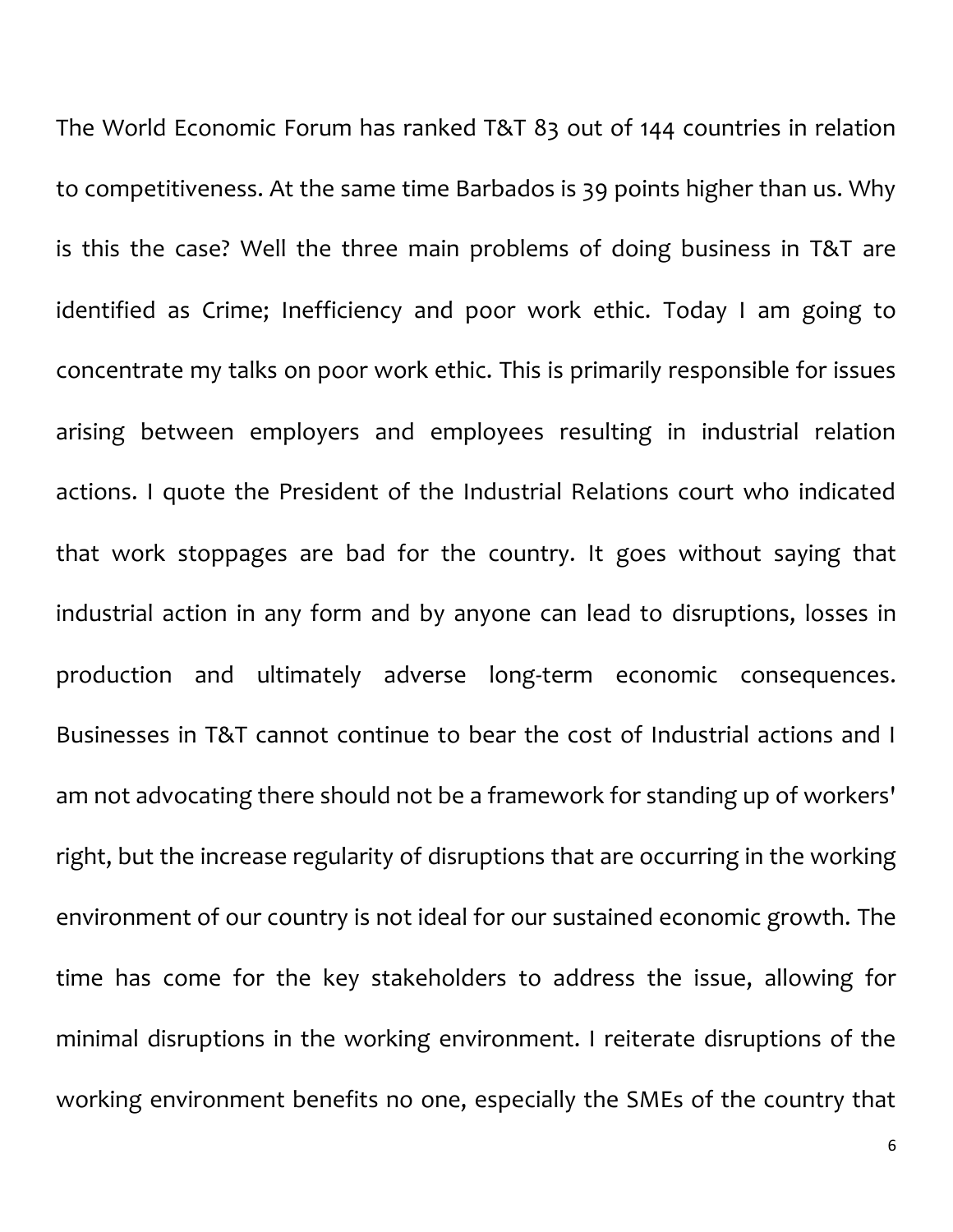The World Economic Forum has ranked T&T 83 out of 144 countries in relation to competitiveness. At the same time Barbados is 39 points higher than us. Why is this the case? Well the three main problems of doing business in T&T are identified as Crime; Inefficiency and poor work ethic. Today I am going to concentrate my talks on poor work ethic. This is primarily responsible for issues arising between employers and employees resulting in industrial relation actions. I quote the President of the Industrial Relations court who indicated that work stoppages are bad for the country. It goes without saying that industrial action in any form and by anyone can lead to disruptions, losses in production and ultimately adverse long-term economic consequences. Businesses in T&T cannot continue to bear the cost of Industrial actions and I am not advocating there should not be a framework for standing up of workers' right, but the increase regularity of disruptions that are occurring in the working environment of our country is not ideal for our sustained economic growth. The time has come for the key stakeholders to address the issue, allowing for minimal disruptions in the working environment. I reiterate disruptions of the working environment benefits no one, especially the SMEs of the country that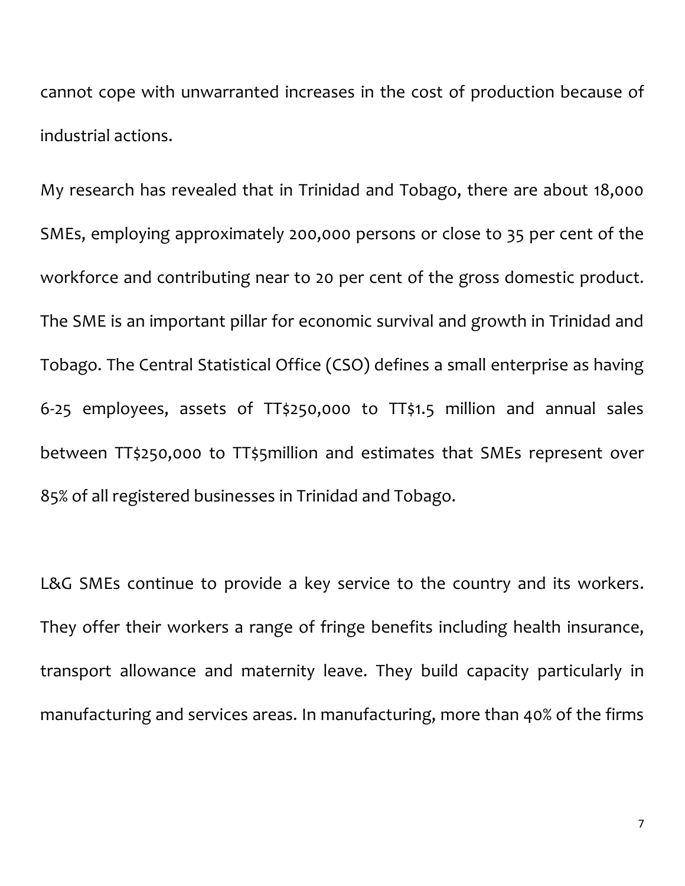cannot cope with unwarranted increases in the cost of production because of industrial actions.

My research has revealed that in Trinidad and Tobago, there are about 18,000 SMEs, employing approximately 200,000 persons or close to 35 per cent of the workforce and contributing near to 20 per cent of the gross domestic product. The SME is an important pillar for economic survival and growth in Trinidad and Tobago. The Central Statistical Office (CSO) defines a small enterprise as having 6-25 employees, assets of TT$250,000 to TT$1.5 million and annual sales between TT$250,000 to TT$5million and estimates that SMEs represent over 85% of all registered businesses in Trinidad and Tobago.

L&G SMEs continue to provide a key service to the country and its workers. They offer their workers a range of fringe benefits including health insurance, transport allowance and maternity leave. They build capacity particularly in manufacturing and services areas. In manufacturing, more than 40% of the firms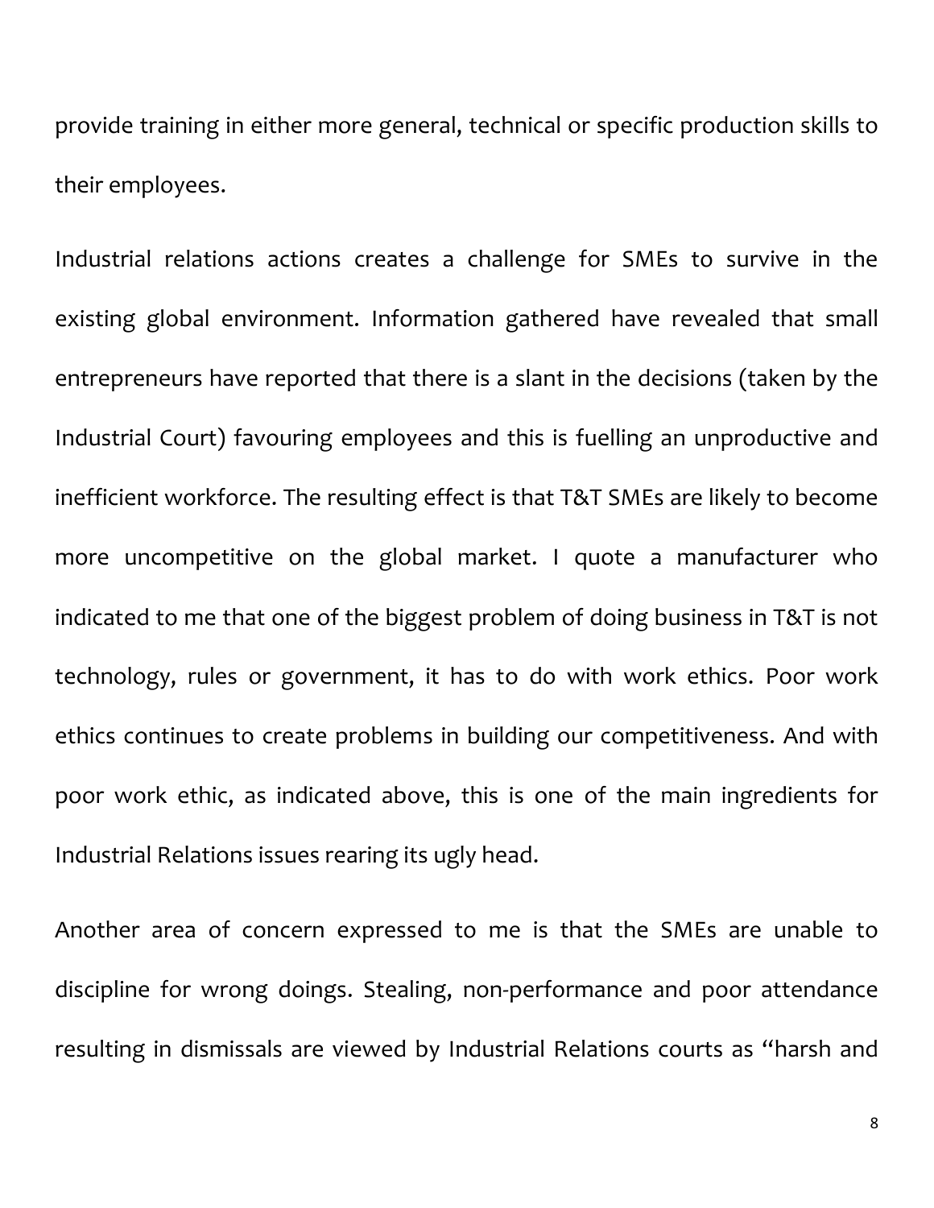provide training in either more general, technical or specific production skills to their employees.

Industrial relations actions creates a challenge for SMEs to survive in the existing global environment. Information gathered have revealed that small entrepreneurs have reported that there is a slant in the decisions (taken by the Industrial Court) favouring employees and this is fuelling an unproductive and inefficient workforce. The resulting effect is that T&T SMEs are likely to become more uncompetitive on the global market. I quote a manufacturer who indicated to me that one of the biggest problem of doing business in T&T is not technology, rules or government, it has to do with work ethics. Poor work ethics continues to create problems in building our competitiveness. And with poor work ethic, as indicated above, this is one of the main ingredients for Industrial Relations issues rearing its ugly head.

Another area of concern expressed to me is that the SMEs are unable to discipline for wrong doings. Stealing, non-performance and poor attendance resulting in dismissals are viewed by Industrial Relations courts as "harsh and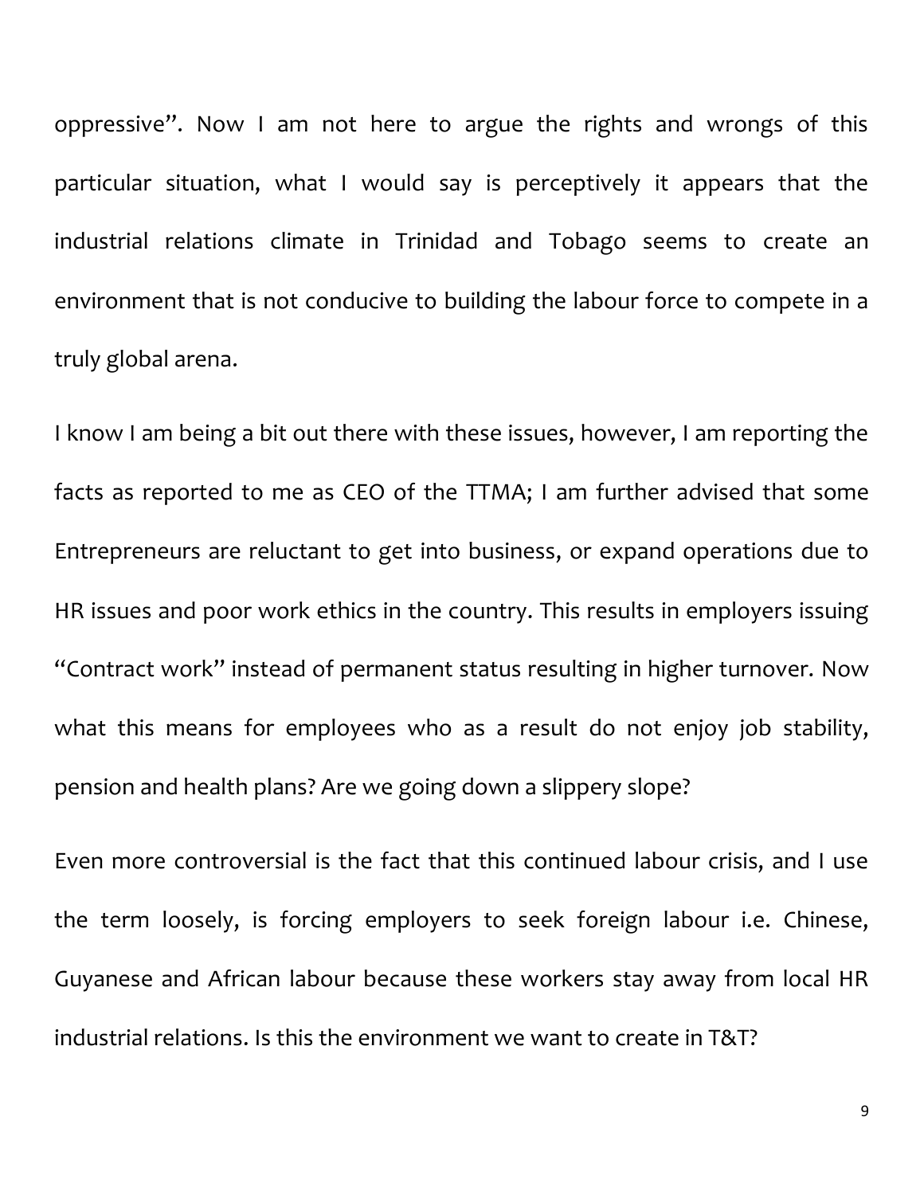oppressive". Now I am not here to argue the rights and wrongs of this particular situation, what I would say is perceptively it appears that the industrial relations climate in Trinidad and Tobago seems to create an environment that is not conducive to building the labour force to compete in a truly global arena.

I know I am being a bit out there with these issues, however, I am reporting the facts as reported to me as CEO of the TTMA; I am further advised that some Entrepreneurs are reluctant to get into business, or expand operations due to HR issues and poor work ethics in the country. This results in employers issuing "Contract work" instead of permanent status resulting in higher turnover. Now what this means for employees who as a result do not enjoy job stability, pension and health plans? Are we going down a slippery slope?

Even more controversial is the fact that this continued labour crisis, and I use the term loosely, is forcing employers to seek foreign labour i.e. Chinese, Guyanese and African labour because these workers stay away from local HR industrial relations. Is this the environment we want to create in T&T?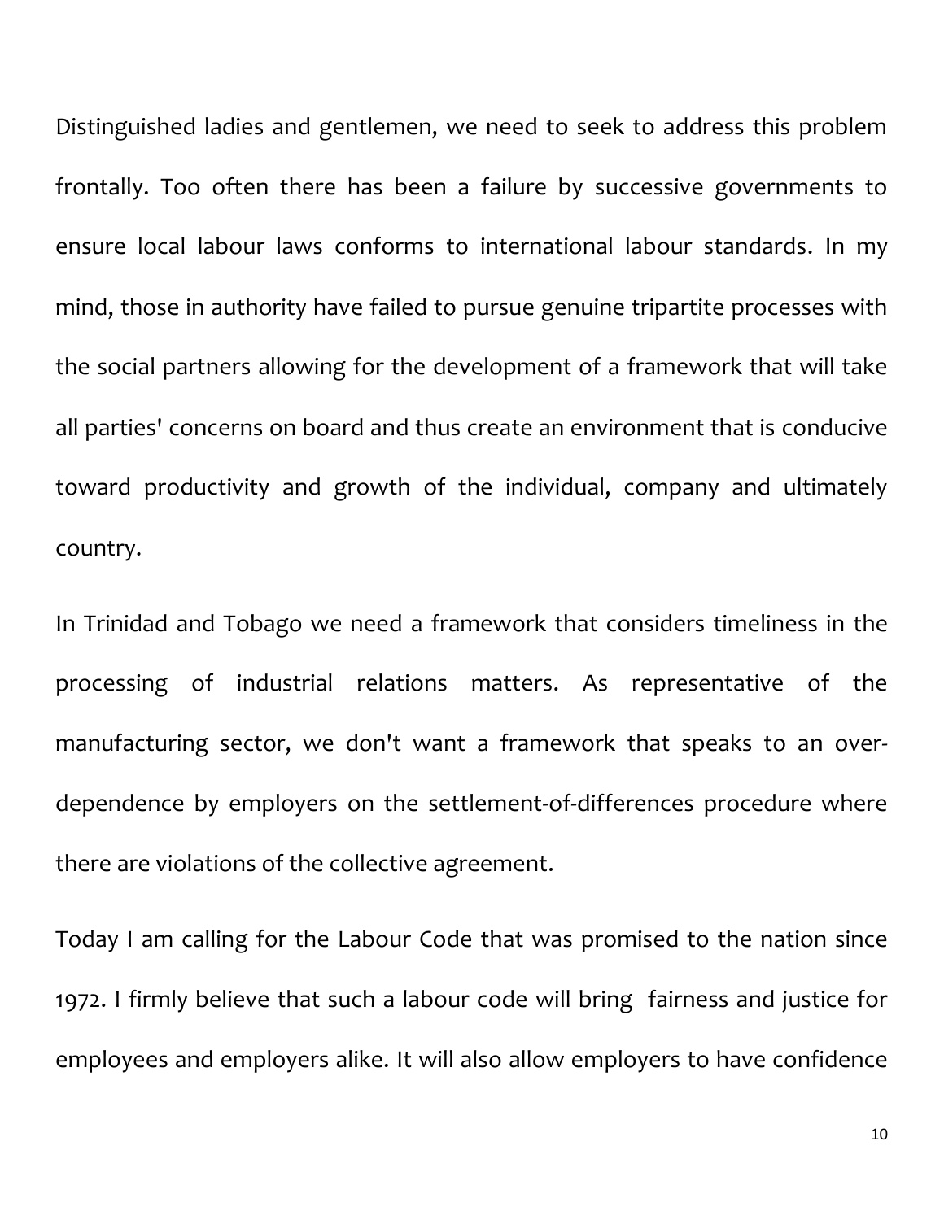Distinguished ladies and gentlemen, we need to seek to address this problem frontally. Too often there has been a failure by successive governments to ensure local labour laws conforms to international labour standards. In my mind, those in authority have failed to pursue genuine tripartite processes with the social partners allowing for the development of a framework that will take all parties' concerns on board and thus create an environment that is conducive toward productivity and growth of the individual, company and ultimately country.

In Trinidad and Tobago we need a framework that considers timeliness in the processing of industrial relations matters. As representative of the manufacturing sector, we don't want a framework that speaks to an over-dependence by employers on the settlement-of-differences procedure where there are violations of the collective agreement.

Today I am calling for the Labour Code that was promised to the nation since 1972. I firmly believe that such a labour code will bring fairness and justice for employees and employers alike. It will also allow employers to have confidence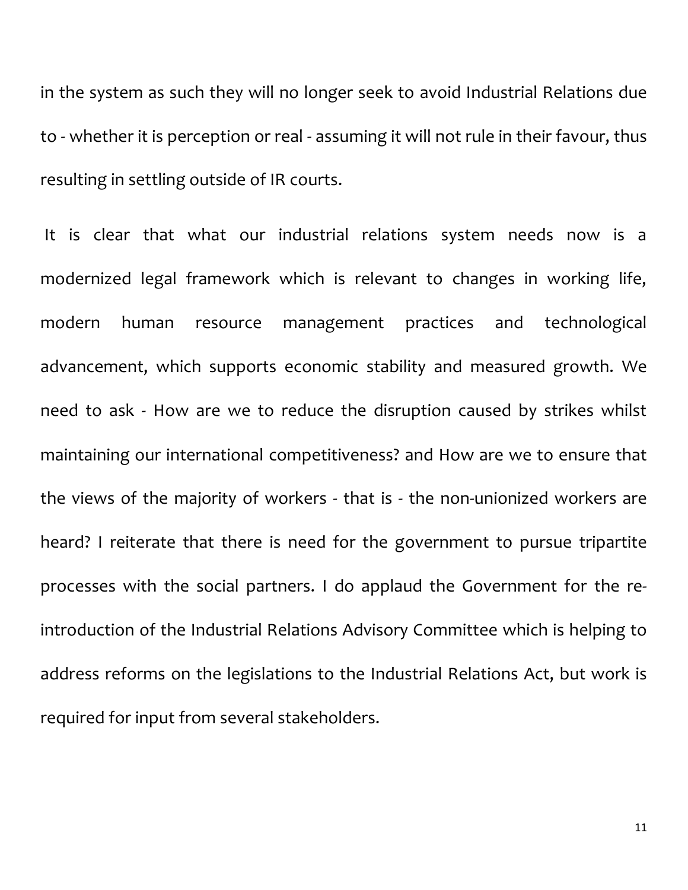in the system as such they will no longer seek to avoid Industrial Relations due to - whether it is perception or real - assuming it will not rule in their favour, thus resulting in settling outside of IR courts.

It is clear that what our industrial relations system needs now is a modernized legal framework which is relevant to changes in working life, modern human resource management practices and technological advancement, which supports economic stability and measured growth. We need to ask - How are we to reduce the disruption caused by strikes whilst maintaining our international competitiveness? and How are we to ensure that the views of the majority of workers - that is - the non-unionized workers are heard? I reiterate that there is need for the government to pursue tripartite processes with the social partners. I do applaud the Government for the re-introduction of the Industrial Relations Advisory Committee which is helping to address reforms on the legislations to the Industrial Relations Act, but work is required for input from several stakeholders.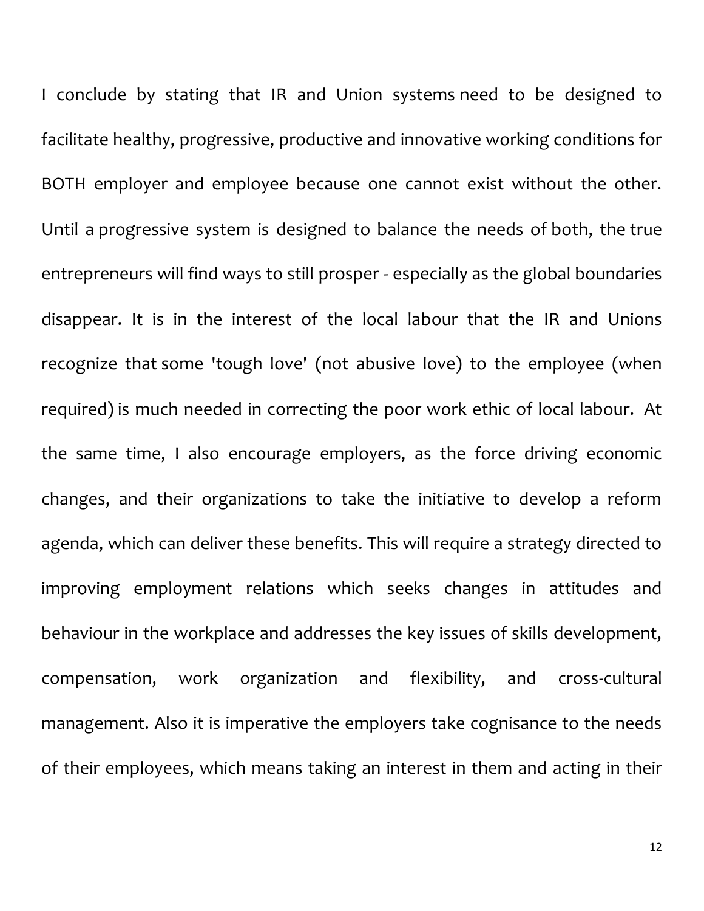I conclude by stating that IR and Union systems need to be designed to facilitate healthy, progressive, productive and innovative working conditions for BOTH employer and employee because one cannot exist without the other. Until a progressive system is designed to balance the needs of both, the true entrepreneurs will find ways to still prosper - especially as the global boundaries disappear. It is in the interest of the local labour that the IR and Unions recognize that some 'tough love' (not abusive love) to the employee (when required) is much needed in correcting the poor work ethic of local labour. At the same time, I also encourage employers, as the force driving economic changes, and their organizations to take the initiative to develop a reform agenda, which can deliver these benefits. This will require a strategy directed to improving employment relations which seeks changes in attitudes and behaviour in the workplace and addresses the key issues of skills development, compensation, work organization and flexibility, and cross-cultural management. Also it is imperative the employers take cognisance to the needs of their employees, which means taking an interest in them and acting in their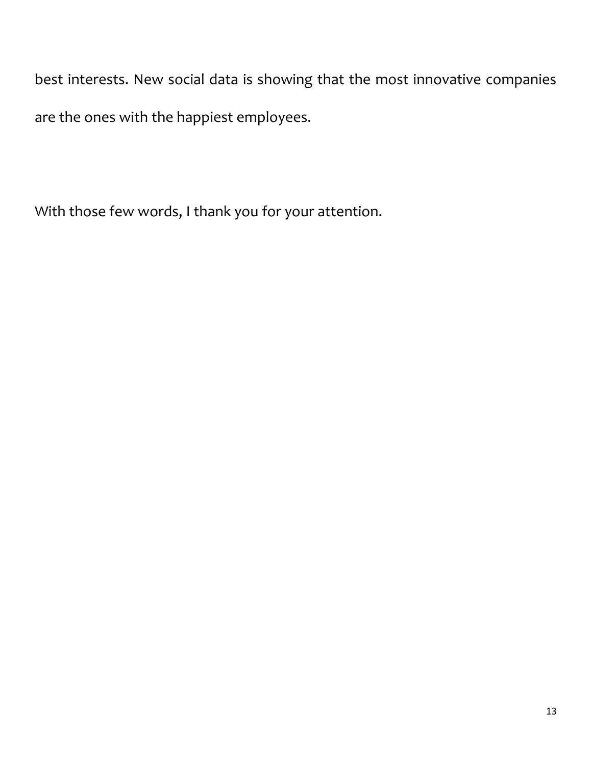best interests. New social data is showing that the most innovative companies are the ones with the happiest employees.

With those few words, I thank you for your attention.